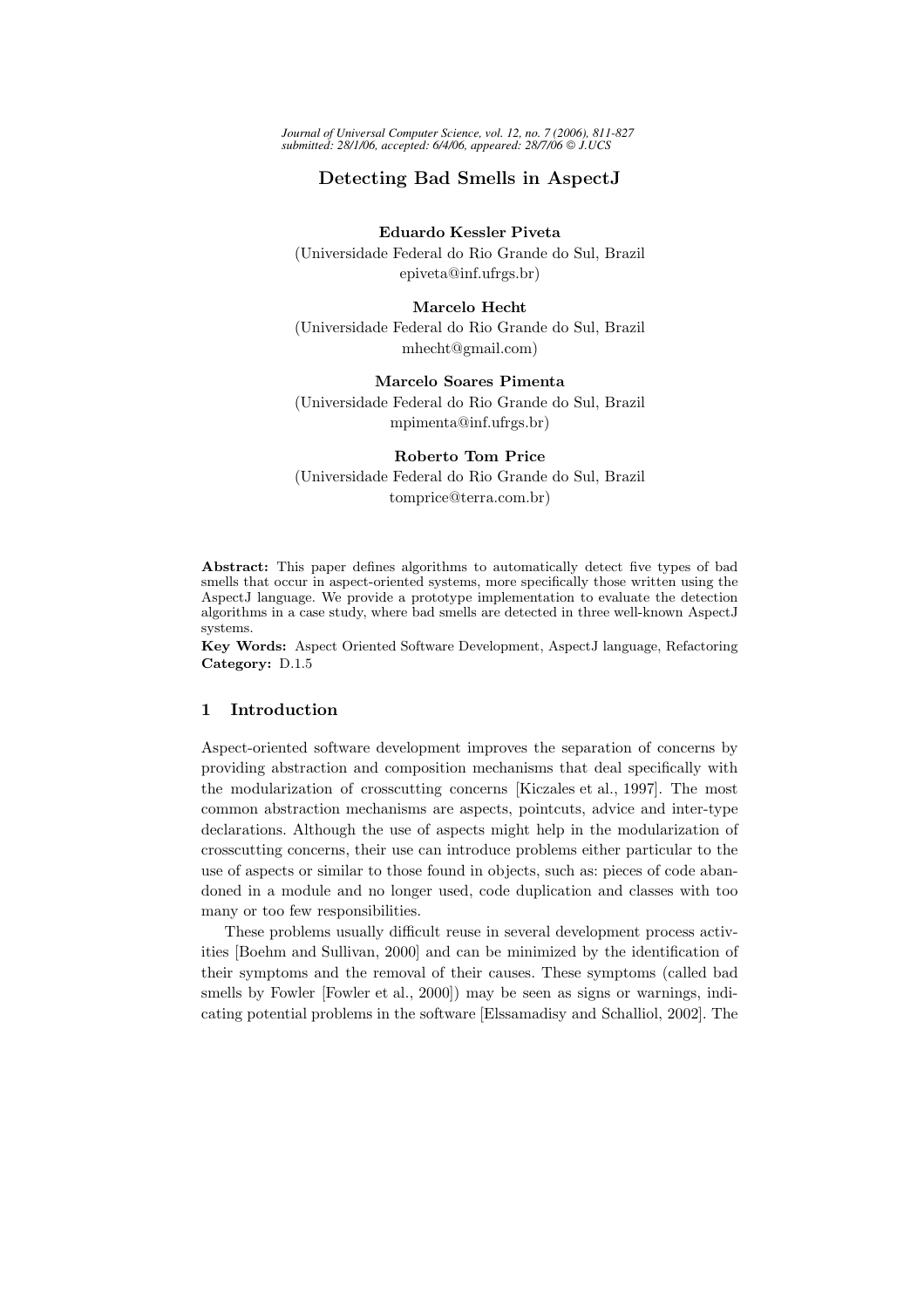# Detecting Bad Smells in AspectJ

**Eduardo Kessler Piveta**
(Universidade Federal do Rio Grande do Sul, Brazil
epiveta@inf.ufrgs.br)

**Marcelo Hecht**
(Universidade Federal do Rio Grande do Sul, Brazil
mhecht@gmail.com)

**Marcelo Soares Pimenta**
(Universidade Federal do Rio Grande do Sul, Brazil
mpimenta@inf.ufrgs.br)

**Roberto Tom Price**
(Universidade Federal do Rio Grande do Sul, Brazil
tomprice@terra.com.br)

**Abstract:** This paper defines algorithms to automatically detect five types of bad smells that occur in aspect-oriented systems, more specifically those written using the AspectJ language. We provide a prototype implementation to evaluate the detection algorithms in a case study, where bad smells are detected in three well-known AspectJ systems.

**Key Words:** Aspect Oriented Software Development, AspectJ language, Refactoring
**Category:** D.1.5

## 1 Introduction

Aspect-oriented software development improves the separation of concerns by providing abstraction and composition mechanisms that deal specifically with the modularization of crosscutting concerns [Kiczales et al., 1997]. The most common abstraction mechanisms are aspects, pointcuts, advice and inter-type declarations. Although the use of aspects might help in the modularization of crosscutting concerns, their use can introduce problems either particular to the use of aspects or similar to those found in objects, such as: pieces of code abandoned in a module and no longer used, code duplication and classes with too many or too few responsibilities.

These problems usually difficult reuse in several development process activities [Boehm and Sullivan, 2000] and can be minimized by the identification of their symptoms and the removal of their causes. These symptoms (called bad smells by Fowler [Fowler et al., 2000]) may be seen as signs or warnings, indicating potential problems in the software [Elssamadisy and Schalliol, 2002]. The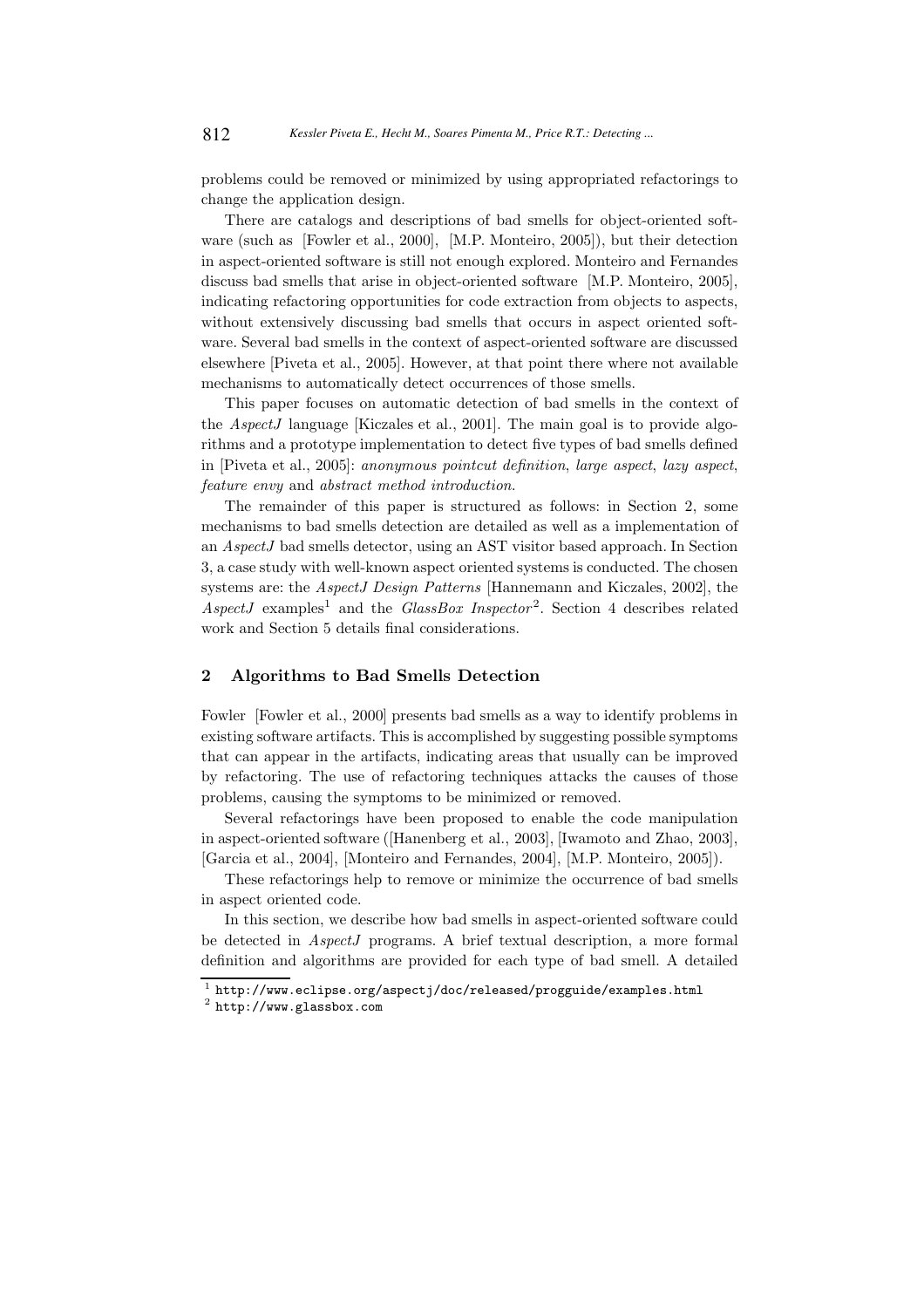problems could be removed or minimized by using appropriated refactorings to change the application design.

There are catalogs and descriptions of bad smells for object-oriented software (such as [Fowler et al., 2000], [M.P. Monteiro, 2005]), but their detection in aspect-oriented software is still not enough explored. Monteiro and Fernandes discuss bad smells that arise in object-oriented software [M.P. Monteiro, 2005], indicating refactoring opportunities for code extraction from objects to aspects, without extensively discussing bad smells that occurs in aspect oriented software. Several bad smells in the context of aspect-oriented software are discussed elsewhere [Piveta et al., 2005]. However, at that point there where not available mechanisms to automatically detect occurrences of those smells.

This paper focuses on automatic detection of bad smells in the context of the *AspectJ* language [Kiczales et al., 2001]. The main goal is to provide algorithms and a prototype implementation to detect five types of bad smells defined in [Piveta et al., 2005]: *anonymous pointcut definition*, *large aspect*, *lazy aspect*, *feature envy* and *abstract method introduction*.

The remainder of this paper is structured as follows: in Section 2, some mechanisms to bad smells detection are detailed as well as a implementation of an *AspectJ* bad smells detector, using an AST visitor based approach. In Section 3, a case study with well-known aspect oriented systems is conducted. The chosen systems are: the *AspectJ Design Patterns* [Hannemann and Kiczales, 2002], the *AspectJ* examples[1] and the *GlassBox Inspector*[2]. Section 4 describes related work and Section 5 details final considerations.

## 2 Algorithms to Bad Smells Detection

Fowler [Fowler et al., 2000] presents bad smells as a way to identify problems in existing software artifacts. This is accomplished by suggesting possible symptoms that can appear in the artifacts, indicating areas that usually can be improved by refactoring. The use of refactoring techniques attacks the causes of those problems, causing the symptoms to be minimized or removed.

Several refactorings have been proposed to enable the code manipulation in aspect-oriented software ([Hanenberg et al., 2003], [Iwamoto and Zhao, 2003], [Garcia et al., 2004], [Monteiro and Fernandes, 2004], [M.P. Monteiro, 2005]).

These refactorings help to remove or minimize the occurrence of bad smells in aspect oriented code.

In this section, we describe how bad smells in aspect-oriented software could be detected in *AspectJ* programs. A brief textual description, a more formal definition and algorithms are provided for each type of bad smell. A detailed

[1] `http://www.eclipse.org/aspectj/doc/released/progguide/examples.html`

[2] `http://www.glassbox.com`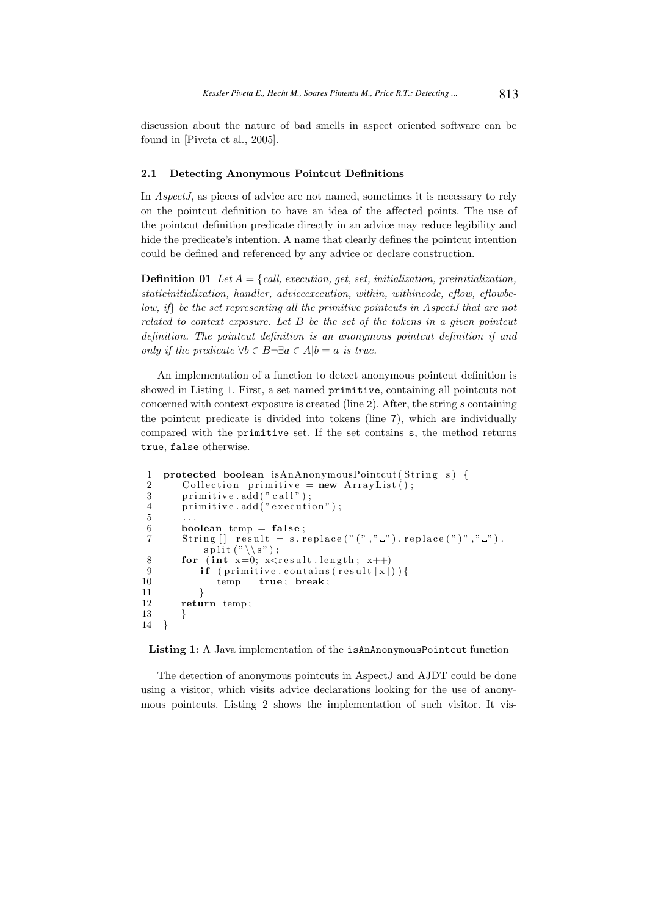discussion about the nature of bad smells in aspect oriented software can be found in [Piveta et al., 2005].

### 2.1 Detecting Anonymous Pointcut Definitions

In *AspectJ*, as pieces of advice are not named, sometimes it is necessary to rely on the pointcut definition to have an idea of the affected points. The use of the pointcut definition predicate directly in an advice may reduce legibility and hide the predicate's intention. A name that clearly defines the pointcut intention could be defined and referenced by any advice or declare construction.

**Definition 01** *Let A = {call, execution, get, set, initialization, preinitialization, staticinitialization, handler, adviceexecution, within, withincode, cflow, cflowbelow, if} be the set representing all the primitive pointcuts in AspectJ that are not related to context exposure. Let B be the set of the tokens in a given pointcut definition. The pointcut definition is an anonymous pointcut definition if and only if the predicate* $\forall b \in B \neg \exists a \in A | b = a$ *is true.*

An implementation of a function to detect anonymous pointcut definition is showed in Listing 1. First, a set named `primitive`, containing all pointcuts not concerned with context exposure is created (line 2). After, the string *s* containing the pointcut predicate is divided into tokens (line 7), which are individually compared with the `primitive` set. If the set contains `s`, the method returns `true`, `false` otherwise.

```
1  protected boolean isAnAnonymousPointcut(String s) {
2      Collection primitive = new ArrayList();
3      primitive.add("call");
4      primitive.add("execution");
5      ...
6      boolean temp = false;
7      String[] result = s.replace("(", " ").replace(")", " ").
           split("\\s");
8      for (int x=0; x<result.length; x++)
9          if (primitive.contains(result[x])){
10             temp = true; break;
11         }
12     return temp;
13     }
14 }
```

**Listing 1:** A Java implementation of the `isAnAnonymousPointcut` function

The detection of anonymous pointcuts in AspectJ and AJDT could be done using a visitor, which visits advice declarations looking for the use of anonymous pointcuts. Listing 2 shows the implementation of such visitor. It vis-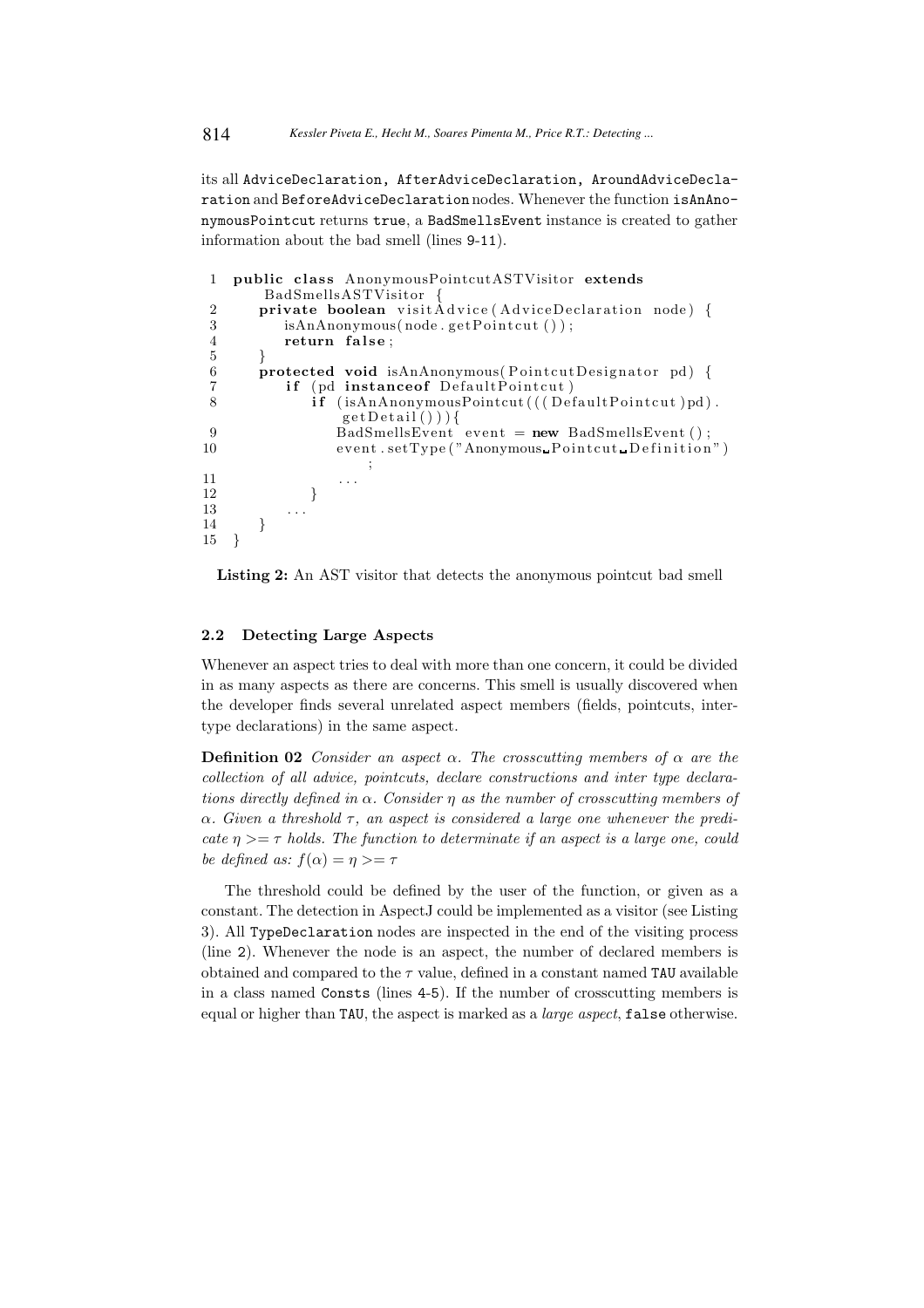its all `AdviceDeclaration`, `AfterAdviceDeclaration`, `AroundAdviceDeclaration` and `BeforeAdviceDeclaration` nodes. Whenever the function `isAnAnonymousPointcut` returns `true`, a `BadSmellsEvent` instance is created to gather information about the bad smell (lines 9-11).

```
1  public class AnonymousPointcutASTVisitor extends
       BadSmellsASTVisitor {
2     private boolean visitAdvice(AdviceDeclaration node) {
3        isAnAnonymous(node.getPointcut());
4        return false;
5     }
6     protected void isAnAnonymous(PointcutDesignator pd) {
7        if (pd instanceof DefaultPointcut)
8           if (isAnAnonymousPointcut(((DefaultPointcut)pd).
                getDetail())){
9              BadSmellsEvent event = new BadSmellsEvent();
10             event.setType("Anonymous Pointcut Definition")
                  ;
11             ...
12          }
13       ...
14    }
15 }
```

**Listing 2:** An AST visitor that detects the anonymous pointcut bad smell

### 2.2 Detecting Large Aspects

Whenever an aspect tries to deal with more than one concern, it could be divided in as many aspects as there are concerns. This smell is usually discovered when the developer finds several unrelated aspect members (fields, pointcuts, inter-type declarations) in the same aspect.

**Definition 02** *Consider an aspect $\alpha$. The crosscutting members of $\alpha$ are the collection of all advice, pointcuts, declare constructions and inter type declarations directly defined in $\alpha$. Consider $\eta$ as the number of crosscutting members of $\alpha$. Given a threshold $\tau$, an aspect is considered a large one whenever the predicate $\eta >= \tau$ holds. The function to determinate if an aspect is a large one, could be defined as: $f(\alpha) = \eta >= \tau$*

The threshold could be defined by the user of the function, or given as a constant. The detection in AspectJ could be implemented as a visitor (see Listing 3). All `TypeDeclaration` nodes are inspected in the end of the visiting process (line 2). Whenever the node is an aspect, the number of declared members is obtained and compared to the $\tau$ value, defined in a constant named `TAU` available in a class named `Consts` (lines 4-5). If the number of crosscutting members is equal or higher than `TAU`, the aspect is marked as a *large aspect*, `false` otherwise.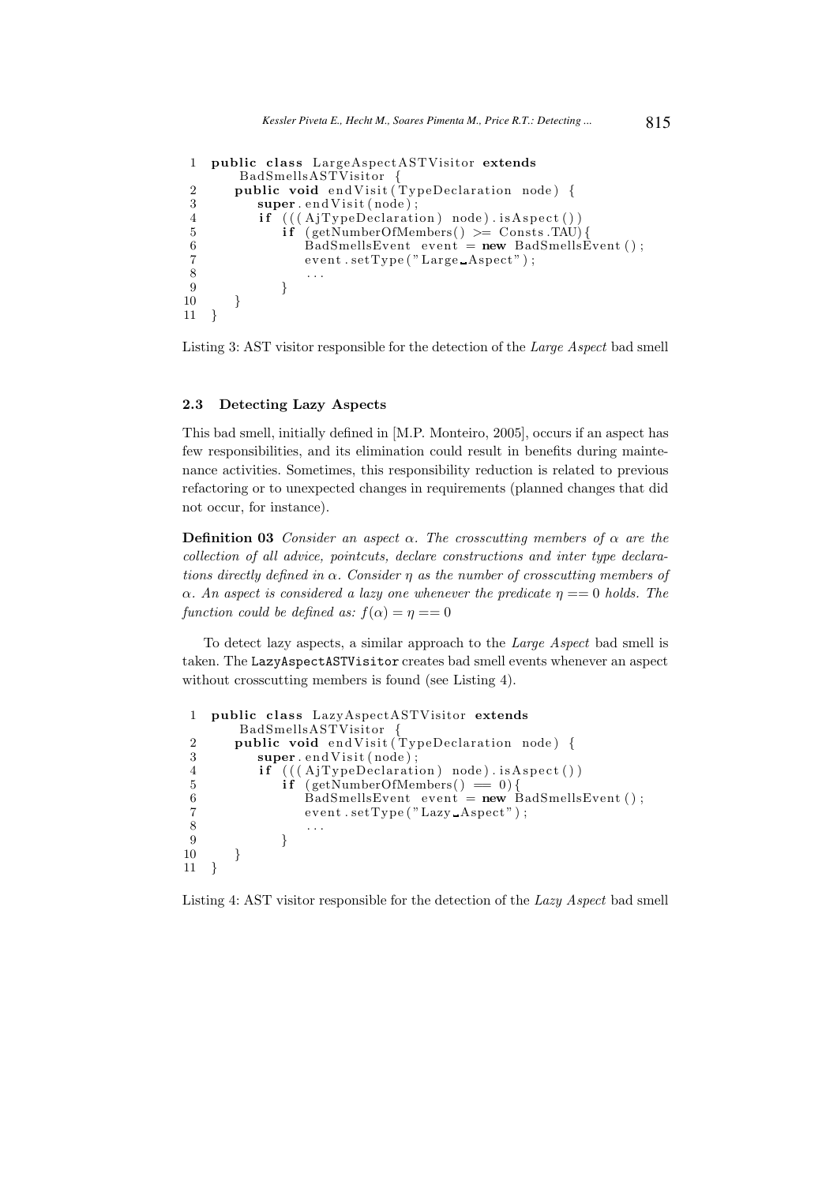```
1  public class LargeAspectASTVisitor extends
       BadSmellsASTVisitor {
2     public void endVisit(TypeDeclaration node) {
3        super.endVisit(node);
4        if (((AjTypeDeclaration) node).isAspect())
5           if (getNumberOfMembers() >= Consts.TAU){
6              BadSmellsEvent event = new BadSmellsEvent();
7              event.setType("Large Aspect");
8              ...
9           }
10    }
11 }
```

Listing 3: AST visitor responsible for the detection of the *Large Aspect* bad smell

### 2.3 Detecting Lazy Aspects

This bad smell, initially defined in [M.P. Monteiro, 2005], occurs if an aspect has few responsibilities, and its elimination could result in benefits during maintenance activities. Sometimes, this responsibility reduction is related to previous refactoring or to unexpected changes in requirements (planned changes that did not occur, for instance).

**Definition 03** *Consider an aspect $\alpha$. The crosscutting members of $\alpha$ are the collection of all advice, pointcuts, declare constructions and inter type declarations directly defined in $\alpha$. Consider $\eta$ as the number of crosscutting members of $\alpha$. An aspect is considered a lazy one whenever the predicate $\eta == 0$ holds. The function could be defined as: $f(\alpha) = \eta == 0$*

To detect lazy aspects, a similar approach to the *Large Aspect* bad smell is taken. The `LazyAspectASTVisitor` creates bad smell events whenever an aspect without crosscutting members is found (see Listing 4).

```
1  public class LazyAspectASTVisitor extends
       BadSmellsASTVisitor {
2     public void endVisit(TypeDeclaration node) {
3        super.endVisit(node);
4        if (((AjTypeDeclaration) node).isAspect())
5           if (getNumberOfMembers() == 0){
6              BadSmellsEvent event = new BadSmellsEvent();
7              event.setType("Lazy Aspect");
8              ...
9           }
10    }
11 }
```

Listing 4: AST visitor responsible for the detection of the *Lazy Aspect* bad smell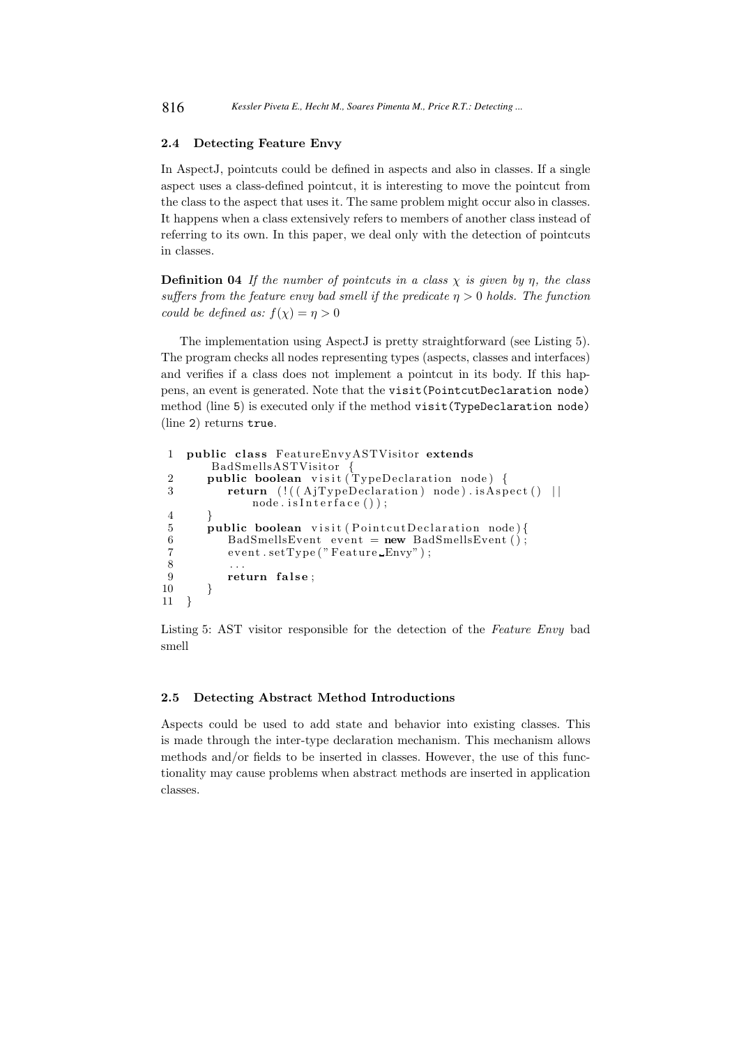### 2.4 Detecting Feature Envy

In AspectJ, pointcuts could be defined in aspects and also in classes. If a single aspect uses a class-defined pointcut, it is interesting to move the pointcut from the class to the aspect that uses it. The same problem might occur also in classes. It happens when a class extensively refers to members of another class instead of referring to its own. In this paper, we deal only with the detection of pointcuts in classes.

**Definition 04** *If the number of pointcuts in a class $\chi$ is given by $\eta$, the class suffers from the feature envy bad smell if the predicate $\eta > 0$ holds. The function could be defined as: $f(\chi) = \eta > 0$*

The implementation using AspectJ is pretty straightforward (see Listing 5). The program checks all nodes representing types (aspects, classes and interfaces) and verifies if a class does not implement a pointcut in its body. If this happens, an event is generated. Note that the `visit(PointcutDeclaration node)` method (line 5) is executed only if the method `visit(TypeDeclaration node)` (line 2) returns `true`.

```
1  public class FeatureEnvyASTVisitor extends
       BadSmellsASTVisitor {
2      public boolean visit(TypeDeclaration node) {
3          return (!((AjTypeDeclaration) node).isAspect() ||
               node.isInterface());
4      }
5      public boolean visit(PointcutDeclaration node){
6          BadSmellsEvent event = new BadSmellsEvent();
7          event.setType("Feature_Envy");
8          ...
9          return false;
10     }
11 }
```

Listing 5: AST visitor responsible for the detection of the *Feature Envy* bad smell

### 2.5 Detecting Abstract Method Introductions

Aspects could be used to add state and behavior into existing classes. This is made through the inter-type declaration mechanism. This mechanism allows methods and/or fields to be inserted in classes. However, the use of this functionality may cause problems when abstract methods are inserted in application classes.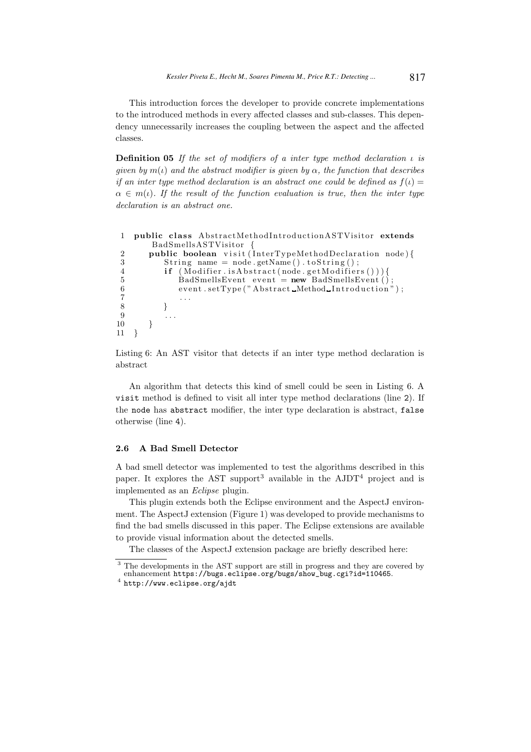This introduction forces the developer to provide concrete implementations to the introduced methods in every affected classes and sub-classes. This dependency unnecessarily increases the coupling between the aspect and the affected classes.

**Definition 05** *If the set of modifiers of a inter type method declaration $\iota$ is given by $m(\iota)$ and the abstract modifier is given by $\alpha$, the function that describes if an inter type method declaration is an abstract one could be defined as $f(\iota) = \alpha \in m(\iota)$. If the result of the function evaluation is true, then the inter type declaration is an abstract one.*

```
1  public class AbstractMethodIntroductionASTVisitor extends
       BadSmellsASTVisitor {
2      public boolean visit(InterTypeMethodDeclaration node){
3          String name = node.getName().toString();
4          if (Modifier.isAbstract(node.getModifiers())){
5              BadSmellsEvent event = new BadSmellsEvent();
6              event.setType("Abstract Method Introduction");
7              ...
8          }
9          ...
10     }
11 }
```

Listing 6: An AST visitor that detects if an inter type method declaration is abstract

An algorithm that detects this kind of smell could be seen in Listing 6. A `visit` method is defined to visit all inter type method declarations (line 2). If the `node` has `abstract` modifier, the inter type declaration is abstract, `false` otherwise (line 4).

### 2.6 A Bad Smell Detector

A bad smell detector was implemented to test the algorithms described in this paper. It explores the AST support[3] available in the AJDT[4] project and is implemented as an *Eclipse* plugin.

This plugin extends both the Eclipse environment and the AspectJ environment. The AspectJ extension (Figure 1) was developed to provide mechanisms to find the bad smells discussed in this paper. The Eclipse extensions are available to provide visual information about the detected smells.

The classes of the AspectJ extension package are briefly described here:

[3] The developments in the AST support are still in progress and they are covered by enhancement `https://bugs.eclipse.org/bugs/show_bug.cgi?id=110465`.

[4] `http://www.eclipse.org/ajdt`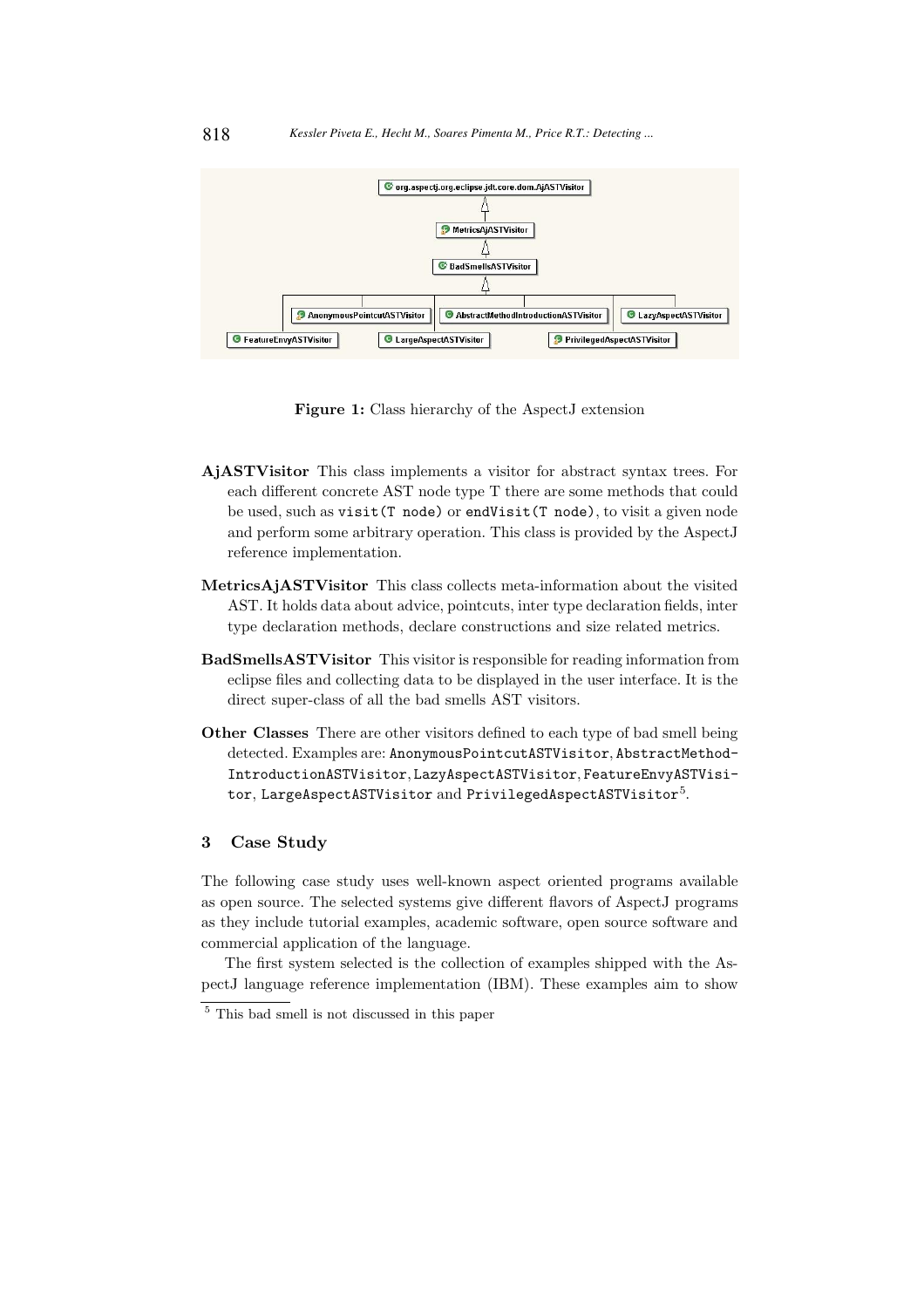Figure 1: Class hierarchy of the AspectJ extension

**AjASTVisitor** This class implements a visitor for abstract syntax trees. For each different concrete AST node type T there are some methods that could be used, such as `visit(T node)` or `endVisit(T node)`, to visit a given node and perform some arbitrary operation. This class is provided by the AspectJ reference implementation.

**MetricsAjASTVisitor** This class collects meta-information about the visited AST. It holds data about advice, pointcuts, inter type declaration fields, inter type declaration methods, declare constructions and size related metrics.

**BadSmellsASTVisitor** This visitor is responsible for reading information from eclipse files and collecting data to be displayed in the user interface. It is the direct super-class of all the bad smells AST visitors.

**Other Classes** There are other visitors defined to each type of bad smell being detected. Examples are: `AnonymousPointcutASTVisitor`, `AbstractMethodIntroductionASTVisitor`, `LazyAspectASTVisitor`, `FeatureEnvyASTVisitor`, `LargeAspectASTVisitor` and `PrivilegedAspectASTVisitor`[5].

## 3 Case Study

The following case study uses well-known aspect oriented programs available as open source. The selected systems give different flavors of AspectJ programs as they include tutorial examples, academic software, open source software and commercial application of the language.

The first system selected is the collection of examples shipped with the AspectJ language reference implementation (IBM). These examples aim to show

[5] This bad smell is not discussed in this paper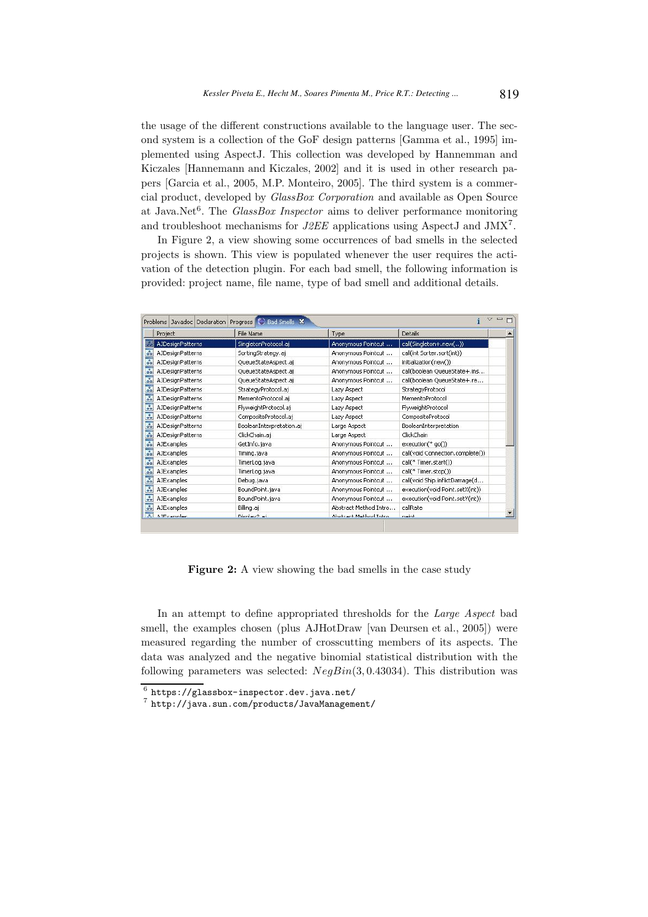the usage of the different constructions available to the language user. The second system is a collection of the GoF design patterns [Gamma et al., 1995] implemented using AspectJ. This collection was developed by Hannemman and Kiczales [Hannemann and Kiczales, 2002] and it is used in other research papers [Garcia et al., 2005, M.P. Monteiro, 2005]. The third system is a commercial product, developed by *GlassBox Corporation* and available as Open Source at Java.Net[6]. The *GlassBox Inspector* aims to deliver performance monitoring and troubleshoot mechanisms for *J2EE* applications using AspectJ and JMX[7].

In Figure 2, a view showing some occurrences of bad smells in the selected projects is shown. This view is populated whenever the user requires the activation of the detection plugin. For each bad smell, the following information is provided: project name, file name, type of bad smell and additional details.

| Project | File Name | Type | Details |
|---|---|---|---|
| AJDesignPatterns | SingletonProtocol.aj | Anonymous Pointcut ... | call(Singleton+.new(..)) |
| AJDesignPatterns | SortingStrategy.aj | Anonymous Pointcut ... | call(int Sorter.sort(int)) |
| AJDesignPatterns | QueueStateAspect.aj | Anonymous Pointcut ... | initialization(new()) |
| AJDesignPatterns | QueueStateAspect.aj | Anonymous Pointcut ... | call(boolean QueueState+.ins... |
| AJDesignPatterns | QueueStateAspect.aj | Anonymous Pointcut ... | call(boolean QueueState+.re... |
| AJDesignPatterns | StrategyProtocol.aj | Lazy Aspect | StrategyProtocol |
| AJDesignPatterns | MementoProtocol.aj | Lazy Aspect | MementoProtocol |
| AJDesignPatterns | FlyweightProtocol.aj | Lazy Aspect | FlyweightProtocol |
| AJDesignPatterns | CompositeProtocol.aj | Lazy Aspect | CompositeProtocol |
| AJDesignPatterns | BooleanInterpretation.aj | Large Aspect | BooleanInterpretation |
| AJDesignPatterns | ClickChain.aj | Large Aspect | ClickChain |
| AJExamples | GetInfo.java | Anonymous Pointcut ... | execution(* go()) |
| AJExamples | Timing.java | Anonymous Pointcut ... | call(void Connection.complete()) |
| AJExamples | TimerLog.java | Anonymous Pointcut ... | call(* Timer.start()) |
| AJExamples | TimerLog.java | Anonymous Pointcut ... | call(* Timer.stop()) |
| AJExamples | Debug.java | Anonymous Pointcut ... | call(void Ship.inflictDamage(d... |
| AJExamples | BoundPoint.java | Anonymous Pointcut ... | execution(void Point.setX(int)) |
| AJExamples | BoundPoint.java | Anonymous Pointcut ... | execution(void Point.setY(int)) |
| AJExamples | Billing.aj | Abstract Method Intro... | callRate |

**Figure 2:** A view showing the bad smells in the case study

In an attempt to define appropriated thresholds for the *Large Aspect* bad smell, the examples chosen (plus AJHotDraw [van Deursen et al., 2005]) were measured regarding the number of crosscutting members of its aspects. The data was analyzed and the negative binomial statistical distribution with the following parameters was selected: $NegBin(3, 0.43034)$. This distribution was

[6] https://glassbox-inspector.dev.java.net/

[7] http://java.sun.com/products/JavaManagement/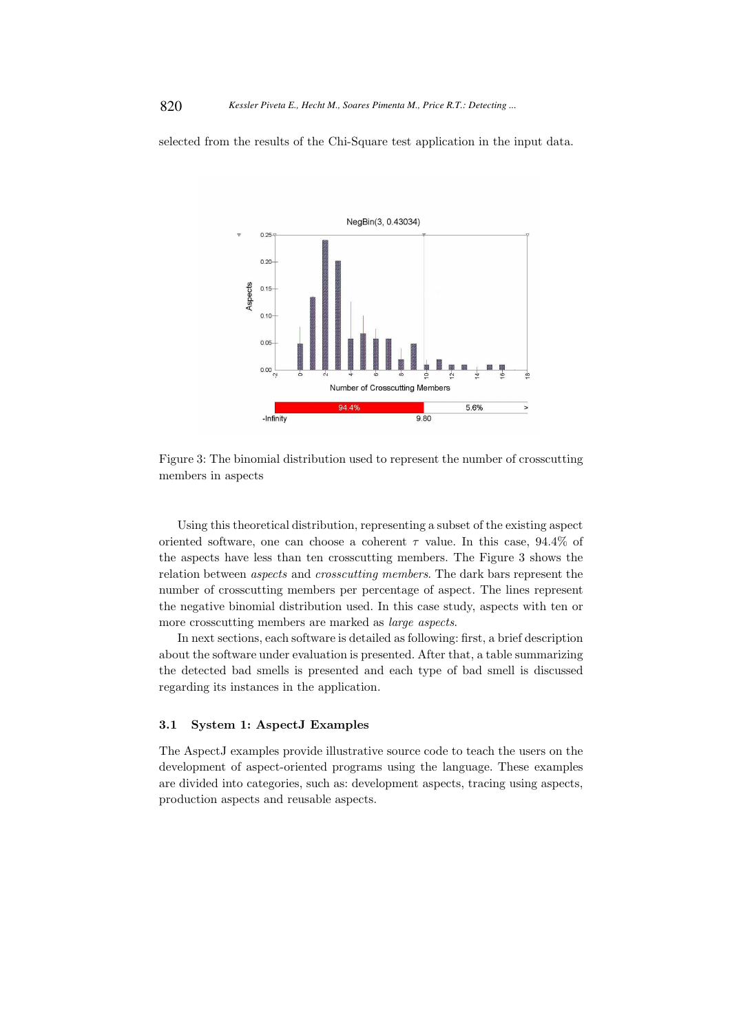selected from the results of the Chi-Square test application in the input data.

Figure 3: The binomial distribution used to represent the number of crosscutting members in aspects

Using this theoretical distribution, representing a subset of the existing aspect oriented software, one can choose a coherent $\tau$ value. In this case, 94.4% of the aspects have less than ten crosscutting members. The Figure 3 shows the relation between *aspects* and *crosscutting members*. The dark bars represent the number of crosscutting members per percentage of aspect. The lines represent the negative binomial distribution used. In this case study, aspects with ten or more crosscutting members are marked as *large aspects*.

In next sections, each software is detailed as following: first, a brief description about the software under evaluation is presented. After that, a table summarizing the detected bad smells is presented and each type of bad smell is discussed regarding its instances in the application.

### 3.1 System 1: AspectJ Examples

The AspectJ examples provide illustrative source code to teach the users on the development of aspect-oriented programs using the language. These examples are divided into categories, such as: development aspects, tracing using aspects, production aspects and reusable aspects.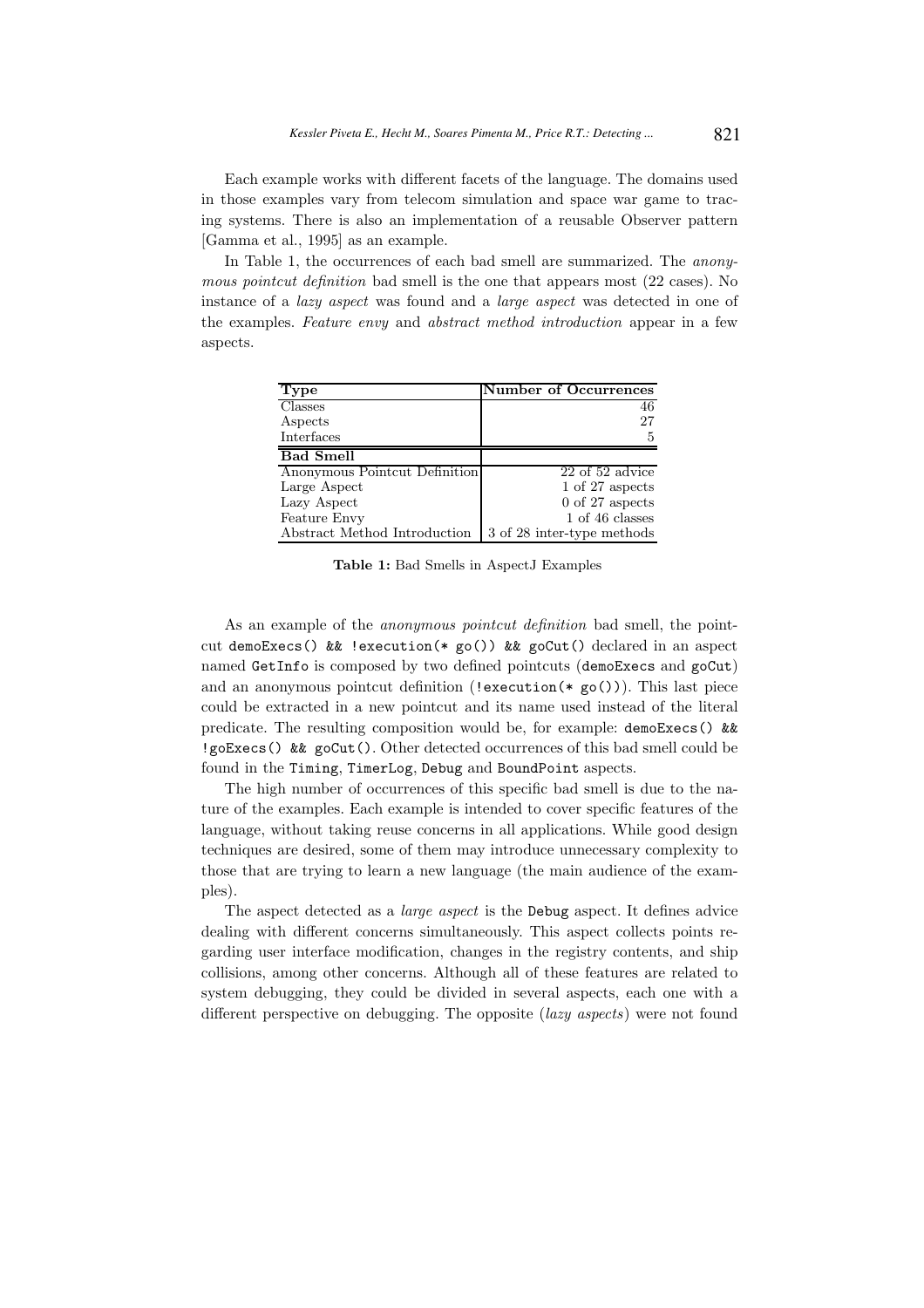Each example works with different facets of the language. The domains used in those examples vary from telecom simulation and space war game to tracing systems. There is also an implementation of a reusable Observer pattern [Gamma et al., 1995] as an example.

In Table 1, the occurrences of each bad smell are summarized. The *anonymous pointcut definition* bad smell is the one that appears most (22 cases). No instance of a *lazy aspect* was found and a *large aspect* was detected in one of the examples. *Feature envy* and *abstract method introduction* appear in a few aspects.

| **Type** | **Number of Occurrences** |
| --- | --- |
| Classes | 46 |
| Aspects | 27 |
| Interfaces | 5 |
| **Bad Smell** | |
| Anonymous Pointcut Definition | 22 of 52 advice |
| Large Aspect | 1 of 27 aspects |
| Lazy Aspect | 0 of 27 aspects |
| Feature Envy | 1 of 46 classes |
| Abstract Method Introduction | 3 of 28 inter-type methods |

**Table 1:** Bad Smells in AspectJ Examples

As an example of the *anonymous pointcut definition* bad smell, the pointcut `demoExecs() && !execution(* go()) && goCut()` declared in an aspect named `GetInfo` is composed by two defined pointcuts (`demoExecs` and `goCut`) and an anonymous pointcut definition (`!execution(* go())`). This last piece could be extracted in a new pointcut and its name used instead of the literal predicate. The resulting composition would be, for example: `demoExecs() && !goExecs() && goCut()`. Other detected occurrences of this bad smell could be found in the `Timing`, `TimerLog`, `Debug` and `BoundPoint` aspects.

The high number of occurrences of this specific bad smell is due to the nature of the examples. Each example is intended to cover specific features of the language, without taking reuse concerns in all applications. While good design techniques are desired, some of them may introduce unnecessary complexity to those that are trying to learn a new language (the main audience of the examples).

The aspect detected as a *large aspect* is the `Debug` aspect. It defines advice dealing with different concerns simultaneously. This aspect collects points regarding user interface modification, changes in the registry contents, and ship collisions, among other concerns. Although all of these features are related to system debugging, they could be divided in several aspects, each one with a different perspective on debugging. The opposite (*lazy aspects*) were not found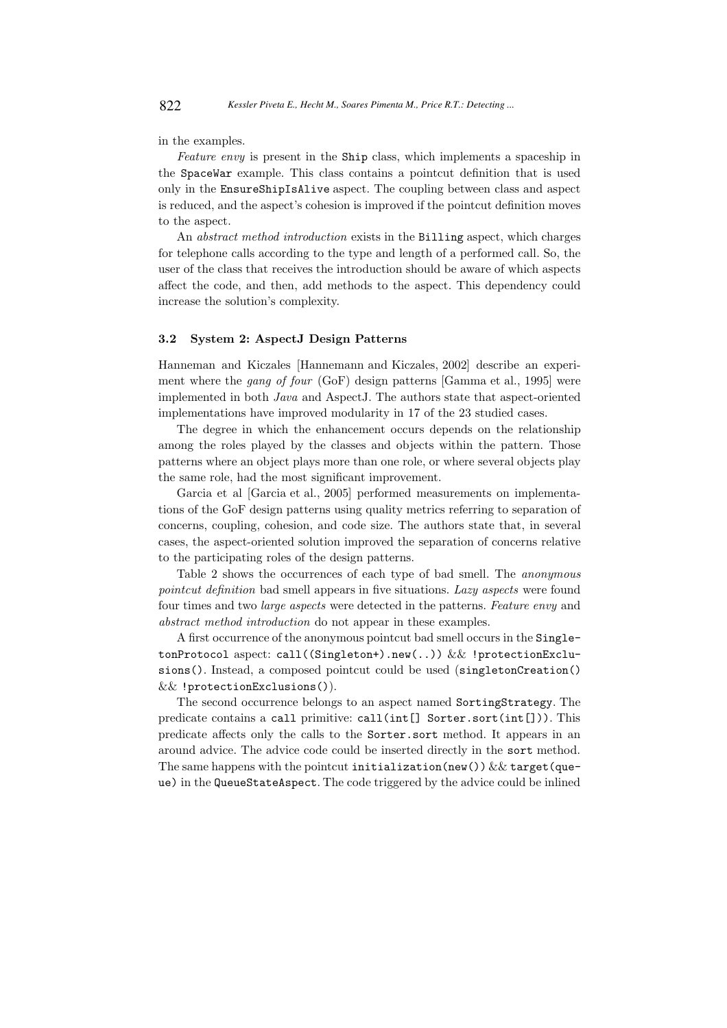in the examples.

*Feature envy* is present in the `Ship` class, which implements a spaceship in the `SpaceWar` example. This class contains a pointcut definition that is used only in the `EnsureShipIsAlive` aspect. The coupling between class and aspect is reduced, and the aspect's cohesion is improved if the pointcut definition moves to the aspect.

An *abstract method introduction* exists in the `Billing` aspect, which charges for telephone calls according to the type and length of a performed call. So, the user of the class that receives the introduction should be aware of which aspects affect the code, and then, add methods to the aspect. This dependency could increase the solution's complexity.

### 3.2 System 2: AspectJ Design Patterns

Hanneman and Kiczales [Hannemann and Kiczales, 2002] describe an experiment where the *gang of four* (GoF) design patterns [Gamma et al., 1995] were implemented in both *Java* and AspectJ. The authors state that aspect-oriented implementations have improved modularity in 17 of the 23 studied cases.

The degree in which the enhancement occurs depends on the relationship among the roles played by the classes and objects within the pattern. Those patterns where an object plays more than one role, or where several objects play the same role, had the most significant improvement.

Garcia et al [Garcia et al., 2005] performed measurements on implementations of the GoF design patterns using quality metrics referring to separation of concerns, coupling, cohesion, and code size. The authors state that, in several cases, the aspect-oriented solution improved the separation of concerns relative to the participating roles of the design patterns.

Table 2 shows the occurrences of each type of bad smell. The *anonymous pointcut definition* bad smell appears in five situations. *Lazy aspects* were found four times and two *large aspects* were detected in the patterns. *Feature envy* and *abstract method introduction* do not appear in these examples.

A first occurrence of the anonymous pointcut bad smell occurs in the `SingletonProtocol` aspect: `call((Singleton+).new(..))` && `!protectionExclusions()`. Instead, a composed pointcut could be used (`singletonCreation()` && `!protectionExclusions()`).

The second occurrence belongs to an aspect named `SortingStrategy`. The predicate contains a `call` primitive: `call(int[] Sorter.sort(int[]))`. This predicate affects only the calls to the `Sorter.sort` method. It appears in an around advice. The advice code could be inserted directly in the `sort` method. The same happens with the pointcut `initialization(new())` && `target(queue)` in the `QueueStateAspect`. The code triggered by the advice could be inlined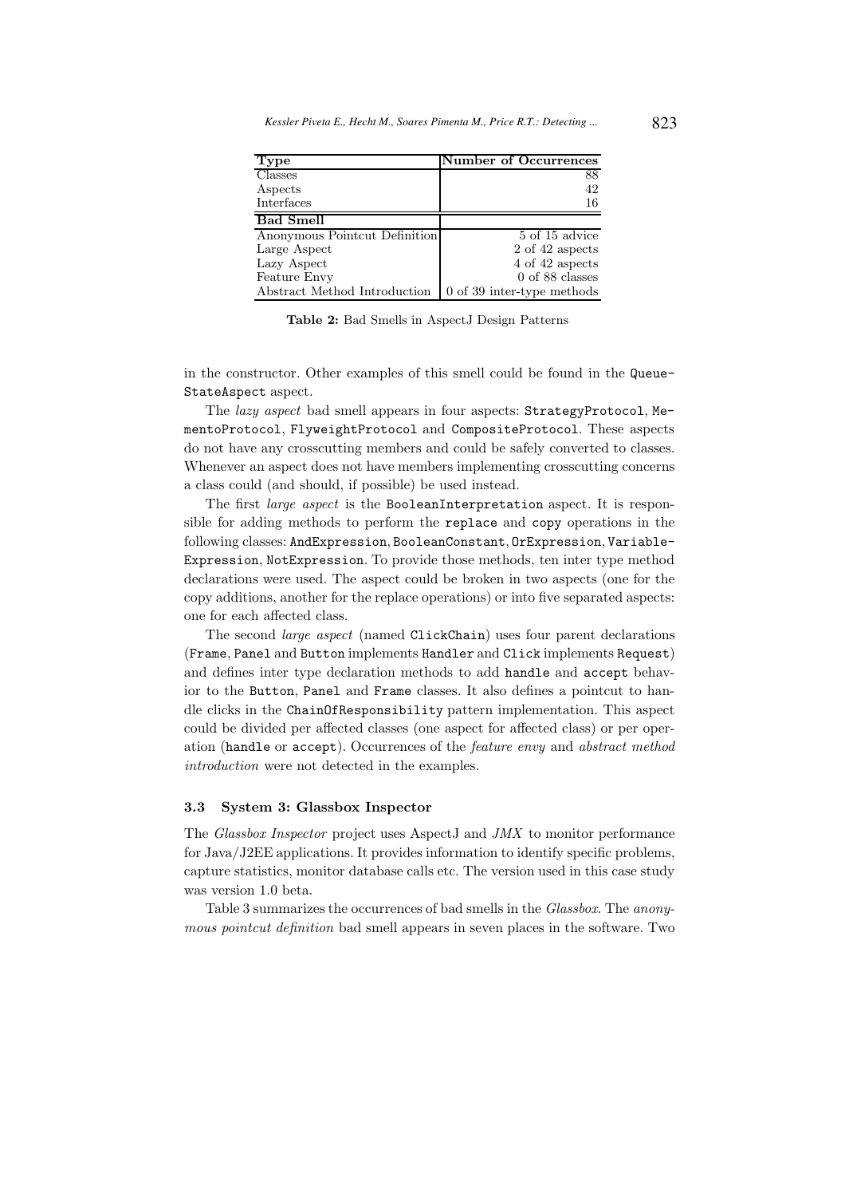| Type | Number of Occurrences |
| --- | --- |
| Classes | 88 |
| Aspects | 42 |
| Interfaces | 16 |
| **Bad Smell** | |
| Anonymous Pointcut Definition | 5 of 15 advice |
| Large Aspect | 2 of 42 aspects |
| Lazy Aspect | 4 of 42 aspects |
| Feature Envy | 0 of 88 classes |
| Abstract Method Introduction | 0 of 39 inter-type methods |

**Table 2:** Bad Smells in AspectJ Design Patterns

in the constructor. Other examples of this smell could be found in the `QueueStateAspect` aspect.

The *lazy aspect* bad smell appears in four aspects: `StrategyProtocol`, `MementoProtocol`, `FlyweightProtocol` and `CompositeProtocol`. These aspects do not have any crosscutting members and could be safely converted to classes. Whenever an aspect does not have members implementing crosscutting concerns a class could (and should, if possible) be used instead.

The first *large aspect* is the `BooleanInterpretation` aspect. It is responsible for adding methods to perform the `replace` and `copy` operations in the following classes: `AndExpression`, `BooleanConstant`, `OrExpression`, `VariableExpression`, `NotExpression`. To provide those methods, ten inter type method declarations were used. The aspect could be broken in two aspects (one for the copy additions, another for the replace operations) or into five separated aspects: one for each affected class.

The second *large aspect* (named `ClickChain`) uses four parent declarations (`Frame`, `Panel` and `Button` implements `Handler` and `Click` implements `Request`) and defines inter type declaration methods to add `handle` and `accept` behavior to the `Button`, `Panel` and `Frame` classes. It also defines a pointcut to handle clicks in the `ChainOfResponsibility` pattern implementation. This aspect could be divided per affected classes (one aspect for affected class) or per operation (`handle` or `accept`). Occurrences of the *feature envy* and *abstract method introduction* were not detected in the examples.

### 3.3 System 3: Glassbox Inspector

The *Glassbox Inspector* project uses AspectJ and *JMX* to monitor performance for Java/J2EE applications. It provides information to identify specific problems, capture statistics, monitor database calls etc. The version used in this case study was version 1.0 beta.

Table 3 summarizes the occurrences of bad smells in the *Glassbox*. The *anonymous pointcut definition* bad smell appears in seven places in the software. Two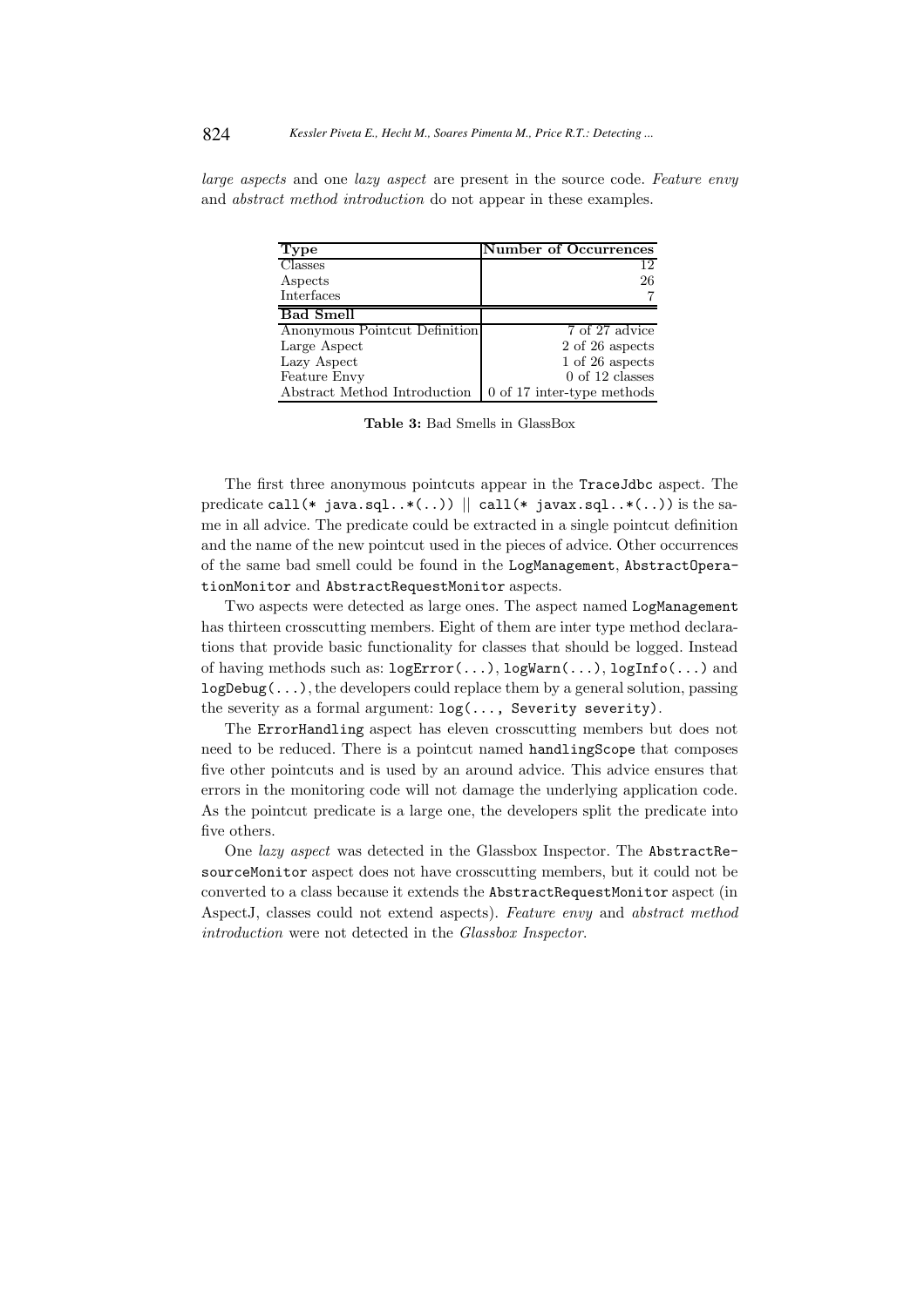*large aspects* and one *lazy aspect* are present in the source code. *Feature envy* and *abstract method introduction* do not appear in these examples.

| Type | Number of Occurrences |
|---|---|
| Classes | 12 |
| Aspects | 26 |
| Interfaces | 7 |
| **Bad Smell** | |
| Anonymous Pointcut Definition | 7 of 27 advice |
| Large Aspect | 2 of 26 aspects |
| Lazy Aspect | 1 of 26 aspects |
| Feature Envy | 0 of 12 classes |
| Abstract Method Introduction | 0 of 17 inter-type methods |

**Table 3:** Bad Smells in GlassBox

The first three anonymous pointcuts appear in the `TraceJdbc` aspect. The predicate `call(* java.sql..*(..))` || `call(* javax.sql..*(..))` is the same in all advice. The predicate could be extracted in a single pointcut definition and the name of the new pointcut used in the pieces of advice. Other occurrences of the same bad smell could be found in the `LogManagement`, `AbstractOperationMonitor` and `AbstractRequestMonitor` aspects.

Two aspects were detected as large ones. The aspect named `LogManagement` has thirteen crosscutting members. Eight of them are inter type method declarations that provide basic functionality for classes that should be logged. Instead of having methods such as: `logError(...)`, `logWarn(...)`, `logInfo(...)` and `logDebug(...)`, the developers could replace them by a general solution, passing the severity as a formal argument: `log(..., Severity severity)`.

The `ErrorHandling` aspect has eleven crosscutting members but does not need to be reduced. There is a pointcut named `handlingScope` that composes five other pointcuts and is used by an around advice. This advice ensures that errors in the monitoring code will not damage the underlying application code. As the pointcut predicate is a large one, the developers split the predicate into five others.

One *lazy aspect* was detected in the Glassbox Inspector. The `AbstractResourceMonitor` aspect does not have crosscutting members, but it could not be converted to a class because it extends the `AbstractRequestMonitor` aspect (in AspectJ, classes could not extend aspects). *Feature envy* and *abstract method introduction* were not detected in the *Glassbox Inspector*.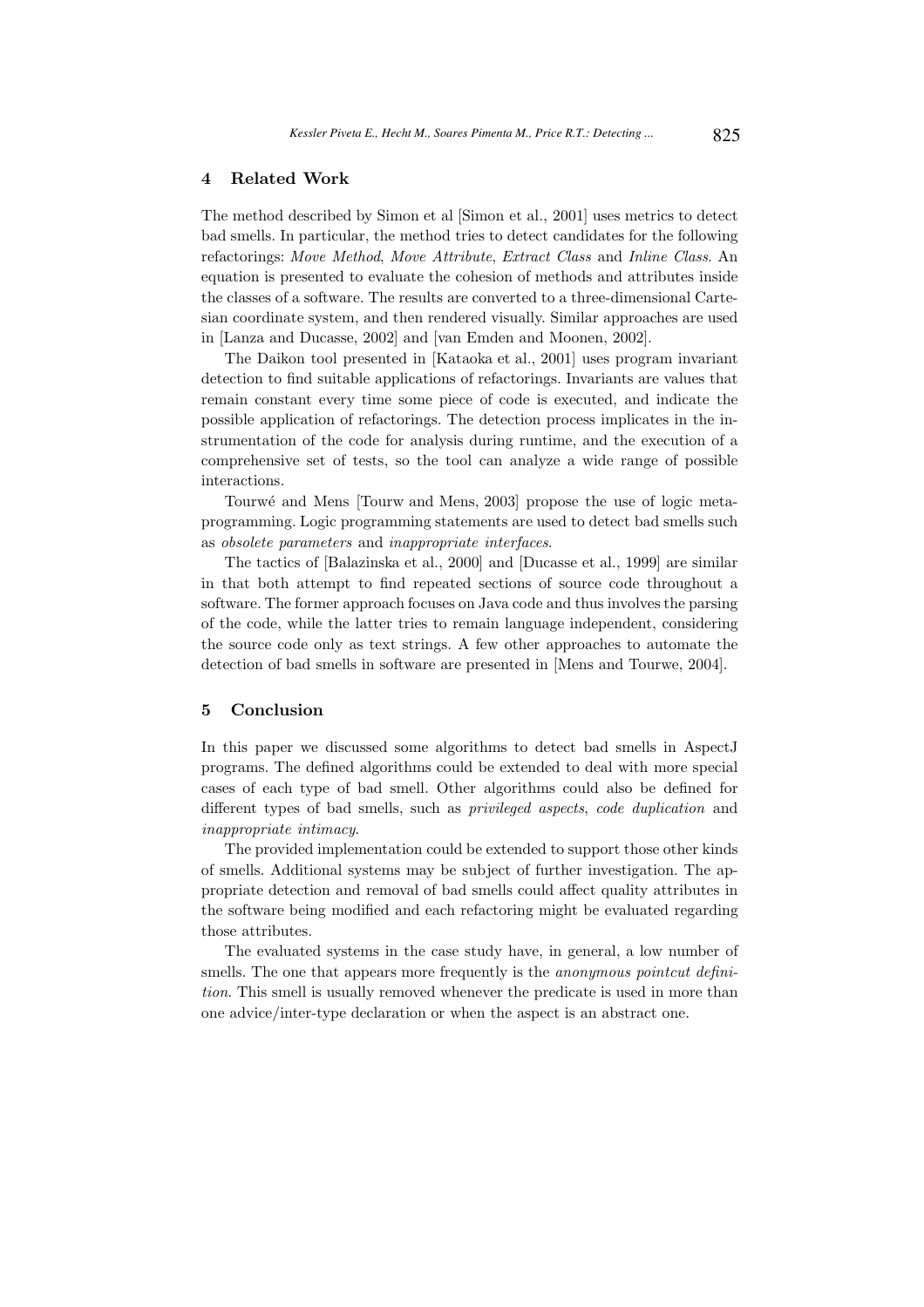## 4 Related Work

The method described by Simon et al [Simon et al., 2001] uses metrics to detect bad smells. In particular, the method tries to detect candidates for the following refactorings: *Move Method*, *Move Attribute*, *Extract Class* and *Inline Class*. An equation is presented to evaluate the cohesion of methods and attributes inside the classes of a software. The results are converted to a three-dimensional Cartesian coordinate system, and then rendered visually. Similar approaches are used in [Lanza and Ducasse, 2002] and [van Emden and Moonen, 2002].

The Daikon tool presented in [Kataoka et al., 2001] uses program invariant detection to find suitable applications of refactorings. Invariants are values that remain constant every time some piece of code is executed, and indicate the possible application of refactorings. The detection process implicates in the instrumentation of the code for analysis during runtime, and the execution of a comprehensive set of tests, so the tool can analyze a wide range of possible interactions.

Tourwé and Mens [Tourw and Mens, 2003] propose the use of logic metaprogramming. Logic programming statements are used to detect bad smells such as *obsolete parameters* and *inappropriate interfaces*.

The tactics of [Balazinska et al., 2000] and [Ducasse et al., 1999] are similar in that both attempt to find repeated sections of source code throughout a software. The former approach focuses on Java code and thus involves the parsing of the code, while the latter tries to remain language independent, considering the source code only as text strings. A few other approaches to automate the detection of bad smells in software are presented in [Mens and Tourwe, 2004].

## 5 Conclusion

In this paper we discussed some algorithms to detect bad smells in AspectJ programs. The defined algorithms could be extended to deal with more special cases of each type of bad smell. Other algorithms could also be defined for different types of bad smells, such as *privileged aspects*, *code duplication* and *inappropriate intimacy*.

The provided implementation could be extended to support those other kinds of smells. Additional systems may be subject of further investigation. The appropriate detection and removal of bad smells could affect quality attributes in the software being modified and each refactoring might be evaluated regarding those attributes.

The evaluated systems in the case study have, in general, a low number of smells. The one that appears more frequently is the *anonymous pointcut definition*. This smell is usually removed whenever the predicate is used in more than one advice/inter-type declaration or when the aspect is an abstract one.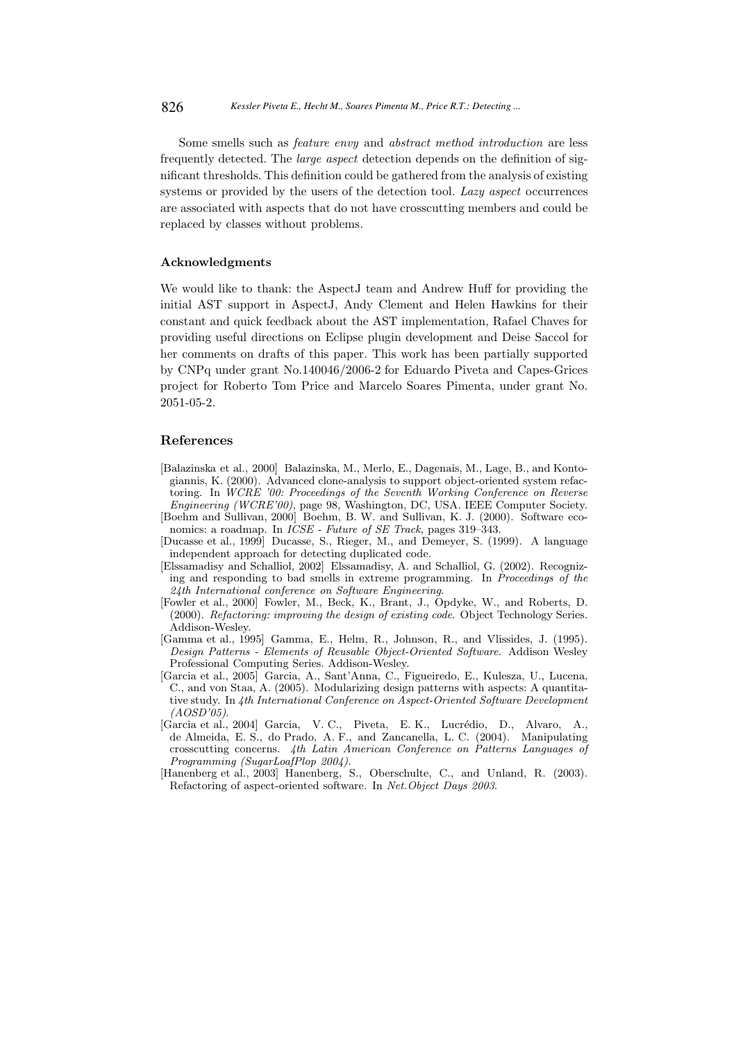Some smells such as *feature envy* and *abstract method introduction* are less frequently detected. The *large aspect* detection depends on the definition of significant thresholds. This definition could be gathered from the analysis of existing systems or provided by the users of the detection tool. *Lazy aspect* occurrences are associated with aspects that do not have crosscutting members and could be replaced by classes without problems.

### Acknowledgments

We would like to thank: the AspectJ team and Andrew Huff for providing the initial AST support in AspectJ, Andy Clement and Helen Hawkins for their constant and quick feedback about the AST implementation, Rafael Chaves for providing useful directions on Eclipse plugin development and Deise Saccol for her comments on drafts of this paper. This work has been partially supported by CNPq under grant No.140046/2006-2 for Eduardo Piveta and Capes-Grices project for Roberto Tom Price and Marcelo Soares Pimenta, under grant No. 2051-05-2.

## References

[Balazinska et al., 2000] Balazinska, M., Merlo, E., Dagenais, M., Lage, B., and Kontogiannis, K. (2000). Advanced clone-analysis to support object-oriented system refactoring. In *WCRE '00: Proceedings of the Seventh Working Conference on Reverse Engineering (WCRE'00)*, page 98, Washington, DC, USA. IEEE Computer Society.

[Boehm and Sullivan, 2000] Boehm, B. W. and Sullivan, K. J. (2000). Software economics: a roadmap. In *ICSE - Future of SE Track*, pages 319–343.

[Ducasse et al., 1999] Ducasse, S., Rieger, M., and Demeyer, S. (1999). A language independent approach for detecting duplicated code.

[Elssamadisy and Schalliol, 2002] Elssamadisy, A. and Schalliol, G. (2002). Recognizing and responding to bad smells in extreme programming. In *Proceedings of the 24th International conference on Software Engineering*.

[Fowler et al., 2000] Fowler, M., Beck, K., Brant, J., Opdyke, W., and Roberts, D. (2000). *Refactoring: improving the design of existing code*. Object Technology Series. Addison-Wesley.

[Gamma et al., 1995] Gamma, E., Helm, R., Johnson, R., and Vlissides, J. (1995). *Design Patterns - Elements of Reusable Object-Oriented Software*. Addison Wesley Professional Computing Series. Addison-Wesley.

[Garcia et al., 2005] Garcia, A., Sant'Anna, C., Figueiredo, E., Kulesza, U., Lucena, C., and von Staa, A. (2005). Modularizing design patterns with aspects: A quantitative study. In *4th International Conference on Aspect-Oriented Software Development (AOSD'05)*.

[Garcia et al., 2004] Garcia, V. C., Piveta, E. K., Lucrédio, D., Alvaro, A., de Almeida, E. S., do Prado, A. F., and Zancanella, L. C. (2004). Manipulating crosscutting concerns. *4th Latin American Conference on Patterns Languages of Programming (SugarLoafPlop 2004)*.

[Hanenberg et al., 2003] Hanenberg, S., Oberschulte, C., and Unland, R. (2003). Refactoring of aspect-oriented software. In *Net.Object Days 2003*.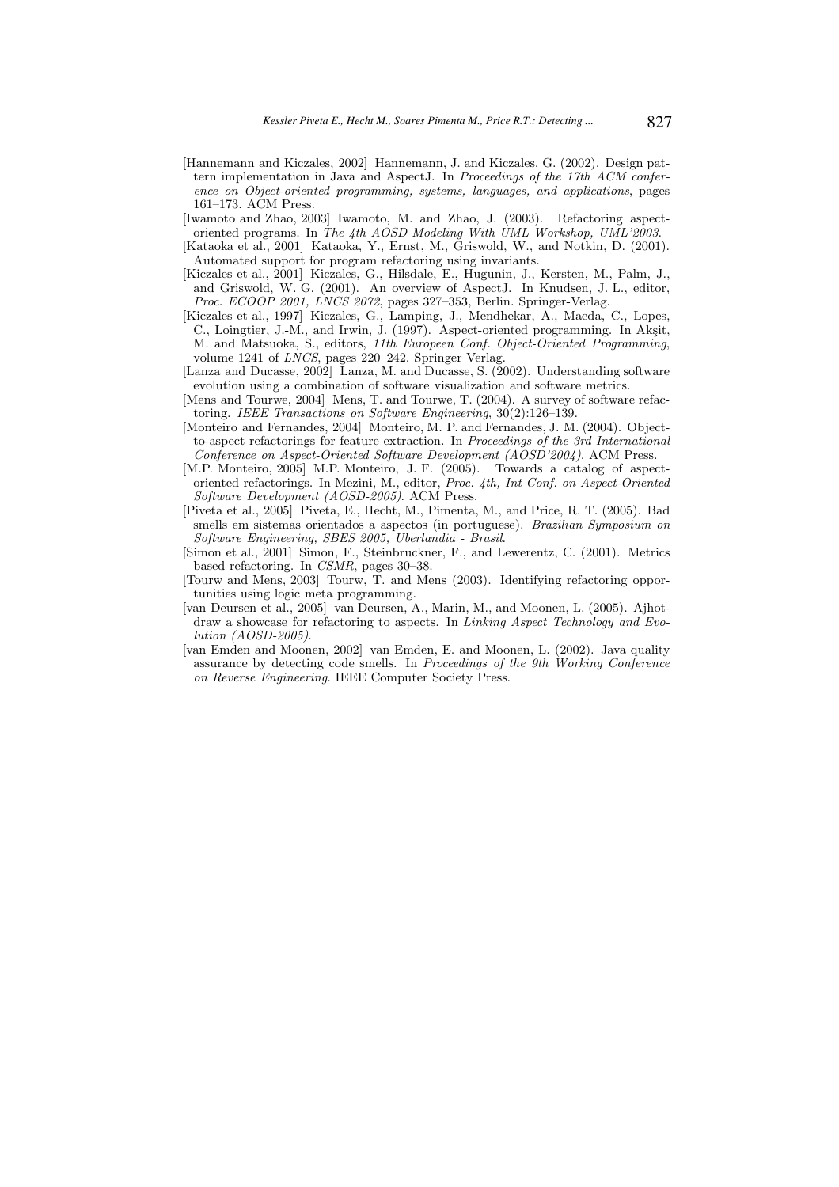[Hannemann and Kiczales, 2002] Hannemann, J. and Kiczales, G. (2002). Design pattern implementation in Java and AspectJ. In *Proceedings of the 17th ACM conference on Object-oriented programming, systems, languages, and applications*, pages 161–173. ACM Press.

[Iwamoto and Zhao, 2003] Iwamoto, M. and Zhao, J. (2003). Refactoring aspect-oriented programs. In *The 4th AOSD Modeling With UML Workshop, UML'2003*.

[Kataoka et al., 2001] Kataoka, Y., Ernst, M., Griswold, W., and Notkin, D. (2001). Automated support for program refactoring using invariants.

[Kiczales et al., 2001] Kiczales, G., Hilsdale, E., Hugunin, J., Kersten, M., Palm, J., and Griswold, W. G. (2001). An overview of AspectJ. In Knudsen, J. L., editor, *Proc. ECOOP 2001, LNCS 2072*, pages 327–353, Berlin. Springer-Verlag.

[Kiczales et al., 1997] Kiczales, G., Lamping, J., Mendhekar, A., Maeda, C., Lopes, C., Loingtier, J.-M., and Irwin, J. (1997). Aspect-oriented programming. In Akşit, M. and Matsuoka, S., editors, *11th Europeen Conf. Object-Oriented Programming*, volume 1241 of *LNCS*, pages 220–242. Springer Verlag.

[Lanza and Ducasse, 2002] Lanza, M. and Ducasse, S. (2002). Understanding software evolution using a combination of software visualization and software metrics.

[Mens and Tourwe, 2004] Mens, T. and Tourwe, T. (2004). A survey of software refactoring. *IEEE Transactions on Software Engineering*, 30(2):126–139.

[Monteiro and Fernandes, 2004] Monteiro, M. P. and Fernandes, J. M. (2004). Object-to-aspect refactorings for feature extraction. In *Proceedings of the 3rd International Conference on Aspect-Oriented Software Development (AOSD'2004)*. ACM Press.

[M.P. Monteiro, 2005] M.P. Monteiro, J. F. (2005). Towards a catalog of aspect-oriented refactorings. In Mezini, M., editor, *Proc. 4th, Int Conf. on Aspect-Oriented Software Development (AOSD-2005)*. ACM Press.

[Piveta et al., 2005] Piveta, E., Hecht, M., Pimenta, M., and Price, R. T. (2005). Bad smells em sistemas orientados a aspectos (in portuguese). *Brazilian Symposium on Software Engineering, SBES 2005, Uberlandia - Brasil*.

[Simon et al., 2001] Simon, F., Steinbruckner, F., and Lewerentz, C. (2001). Metrics based refactoring. In *CSMR*, pages 30–38.

[Tourw and Mens, 2003] Tourw, T. and Mens (2003). Identifying refactoring opportunities using logic meta programming.

[van Deursen et al., 2005] van Deursen, A., Marin, M., and Moonen, L. (2005). Ajhotdraw a showcase for refactoring to aspects. In *Linking Aspect Technology and Evolution (AOSD-2005)*.

[van Emden and Moonen, 2002] van Emden, E. and Moonen, L. (2002). Java quality assurance by detecting code smells. In *Proceedings of the 9th Working Conference on Reverse Engineering*. IEEE Computer Society Press.